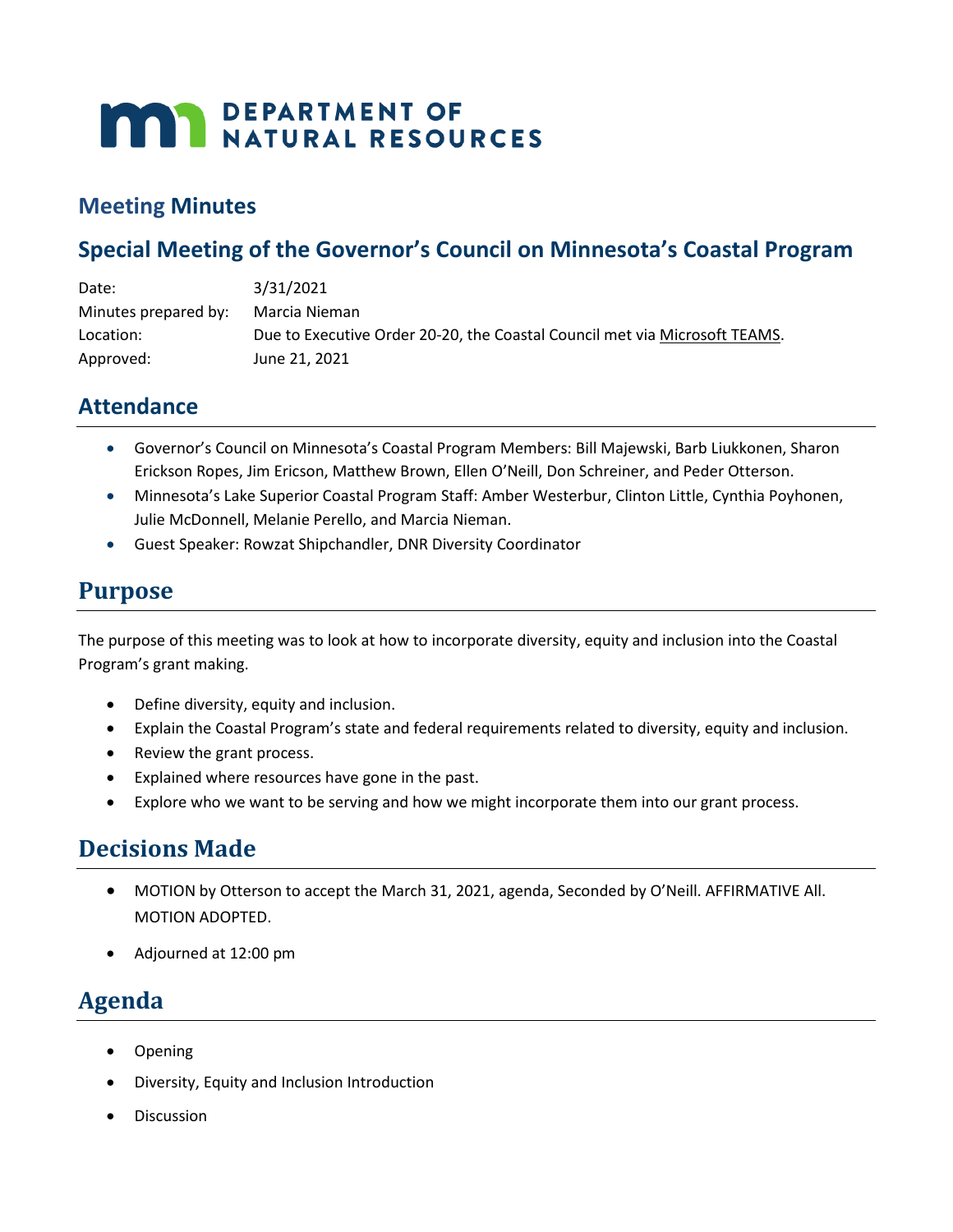DEPARTMENT OF NATURAL RESOURCES

## Meeting Minutes

## Special Meeting of the Governor's Council on Minnesota's Coastal Program

| | |
|---|---|
| Date: | 3/31/2021 |
| Minutes prepared by: | Marcia Nieman |
| Location: | Due to Executive Order 20-20, the Coastal Council met via Microsoft TEAMS. |
| Approved: | June 21, 2021 |

## Attendance

- Governor's Council on Minnesota's Coastal Program Members: Bill Majewski, Barb Liukkonen, Sharon Erickson Ropes, Jim Ericson, Matthew Brown, Ellen O'Neill, Don Schreiner, and Peder Otterson.
- Minnesota's Lake Superior Coastal Program Staff: Amber Westerbur, Clinton Little, Cynthia Poyhonen, Julie McDonnell, Melanie Perello, and Marcia Nieman.
- Guest Speaker: Rowzat Shipchandler, DNR Diversity Coordinator

## Purpose

The purpose of this meeting was to look at how to incorporate diversity, equity and inclusion into the Coastal Program's grant making.

- Define diversity, equity and inclusion.
- Explain the Coastal Program's state and federal requirements related to diversity, equity and inclusion.
- Review the grant process.
- Explained where resources have gone in the past.
- Explore who we want to be serving and how we might incorporate them into our grant process.

## Decisions Made

- MOTION by Otterson to accept the March 31, 2021, agenda, Seconded by O'Neill. AFFIRMATIVE All. MOTION ADOPTED.
- Adjourned at 12:00 pm

## Agenda

- Opening
- Diversity, Equity and Inclusion Introduction
- Discussion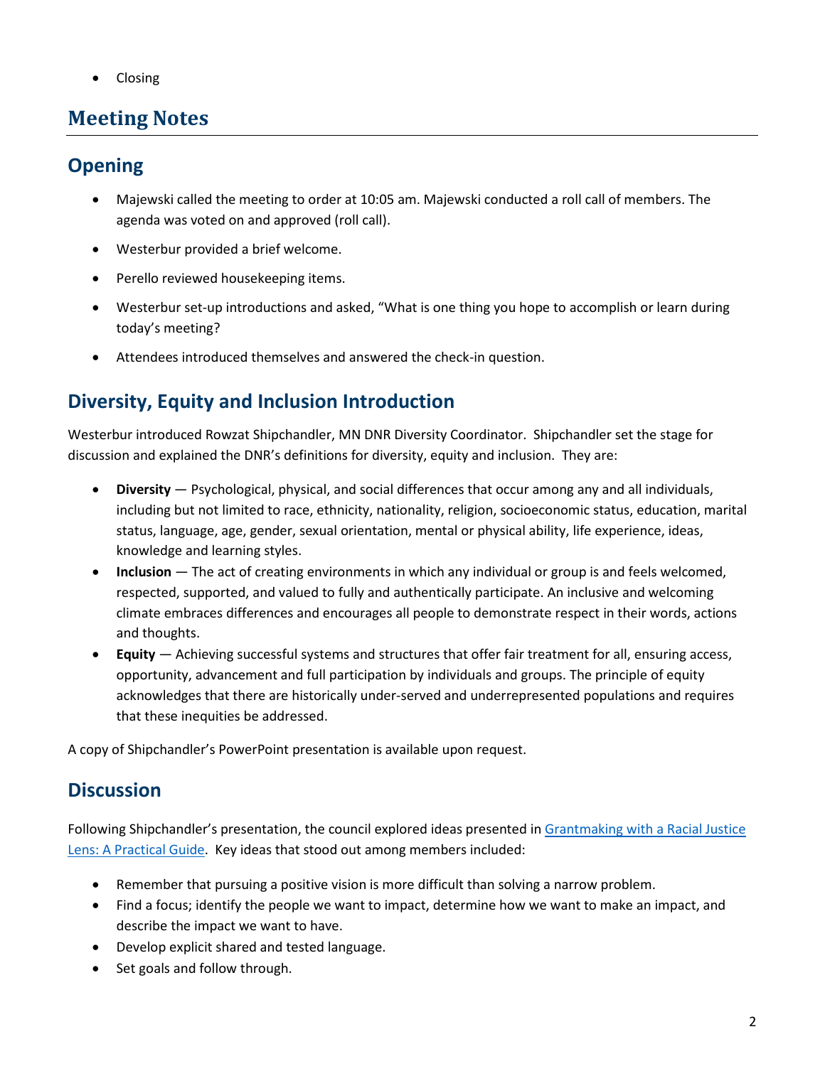- Closing

# Meeting Notes

## Opening

- Majewski called the meeting to order at 10:05 am. Majewski conducted a roll call of members. The agenda was voted on and approved (roll call).
- Westerbur provided a brief welcome.
- Perello reviewed housekeeping items.
- Westerbur set-up introductions and asked, "What is one thing you hope to accomplish or learn during today's meeting?
- Attendees introduced themselves and answered the check-in question.

## Diversity, Equity and Inclusion Introduction

Westerbur introduced Rowzat Shipchandler, MN DNR Diversity Coordinator. Shipchandler set the stage for discussion and explained the DNR's definitions for diversity, equity and inclusion. They are:

- **Diversity** — Psychological, physical, and social differences that occur among any and all individuals, including but not limited to race, ethnicity, nationality, religion, socioeconomic status, education, marital status, language, age, gender, sexual orientation, mental or physical ability, life experience, ideas, knowledge and learning styles.
- **Inclusion** — The act of creating environments in which any individual or group is and feels welcomed, respected, supported, and valued to fully and authentically participate. An inclusive and welcoming climate embraces differences and encourages all people to demonstrate respect in their words, actions and thoughts.
- **Equity** — Achieving successful systems and structures that offer fair treatment for all, ensuring access, opportunity, advancement and full participation by individuals and groups. The principle of equity acknowledges that there are historically under-served and underrepresented populations and requires that these inequities be addressed.

A copy of Shipchandler's PowerPoint presentation is available upon request.

## Discussion

Following Shipchandler's presentation, the council explored ideas presented in Grantmaking with a Racial Justice Lens: A Practical Guide. Key ideas that stood out among members included:

- Remember that pursuing a positive vision is more difficult than solving a narrow problem.
- Find a focus; identify the people we want to impact, determine how we want to make an impact, and describe the impact we want to have.
- Develop explicit shared and tested language.
- Set goals and follow through.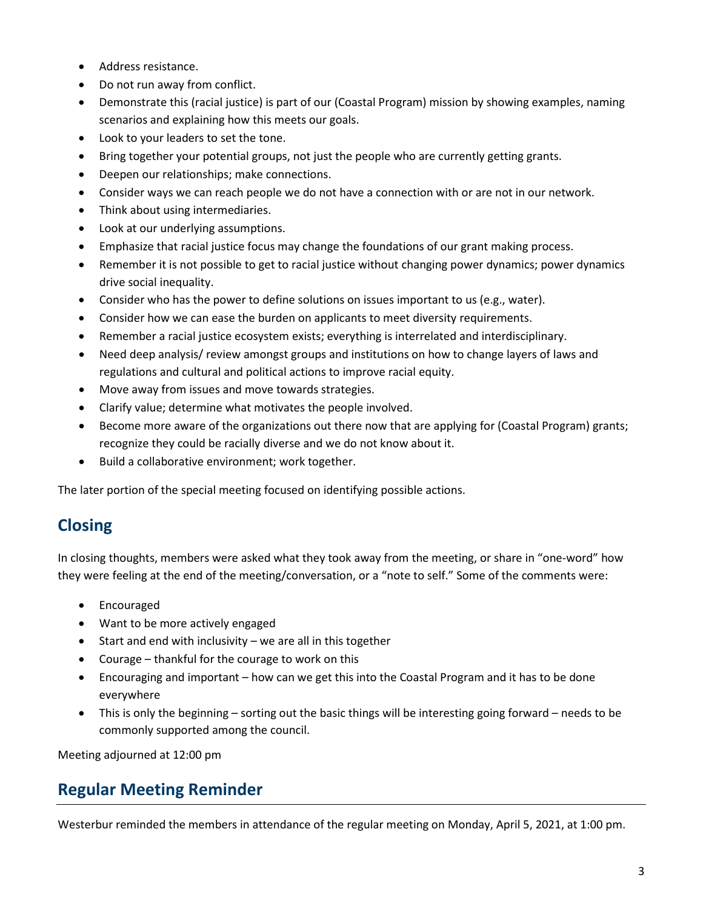- Address resistance.
- Do not run away from conflict.
- Demonstrate this (racial justice) is part of our (Coastal Program) mission by showing examples, naming scenarios and explaining how this meets our goals.
- Look to your leaders to set the tone.
- Bring together your potential groups, not just the people who are currently getting grants.
- Deepen our relationships; make connections.
- Consider ways we can reach people we do not have a connection with or are not in our network.
- Think about using intermediaries.
- Look at our underlying assumptions.
- Emphasize that racial justice focus may change the foundations of our grant making process.
- Remember it is not possible to get to racial justice without changing power dynamics; power dynamics drive social inequality.
- Consider who has the power to define solutions on issues important to us (e.g., water).
- Consider how we can ease the burden on applicants to meet diversity requirements.
- Remember a racial justice ecosystem exists; everything is interrelated and interdisciplinary.
- Need deep analysis/ review amongst groups and institutions on how to change layers of laws and regulations and cultural and political actions to improve racial equity.
- Move away from issues and move towards strategies.
- Clarify value; determine what motivates the people involved.
- Become more aware of the organizations out there now that are applying for (Coastal Program) grants; recognize they could be racially diverse and we do not know about it.
- Build a collaborative environment; work together.

The later portion of the special meeting focused on identifying possible actions.

## Closing

In closing thoughts, members were asked what they took away from the meeting, or share in "one-word" how they were feeling at the end of the meeting/conversation, or a "note to self." Some of the comments were:

- Encouraged
- Want to be more actively engaged
- Start and end with inclusivity – we are all in this together
- Courage – thankful for the courage to work on this
- Encouraging and important – how can we get this into the Coastal Program and it has to be done everywhere
- This is only the beginning – sorting out the basic things will be interesting going forward – needs to be commonly supported among the council.

Meeting adjourned at 12:00 pm

## Regular Meeting Reminder

Westerbur reminded the members in attendance of the regular meeting on Monday, April 5, 2021, at 1:00 pm.